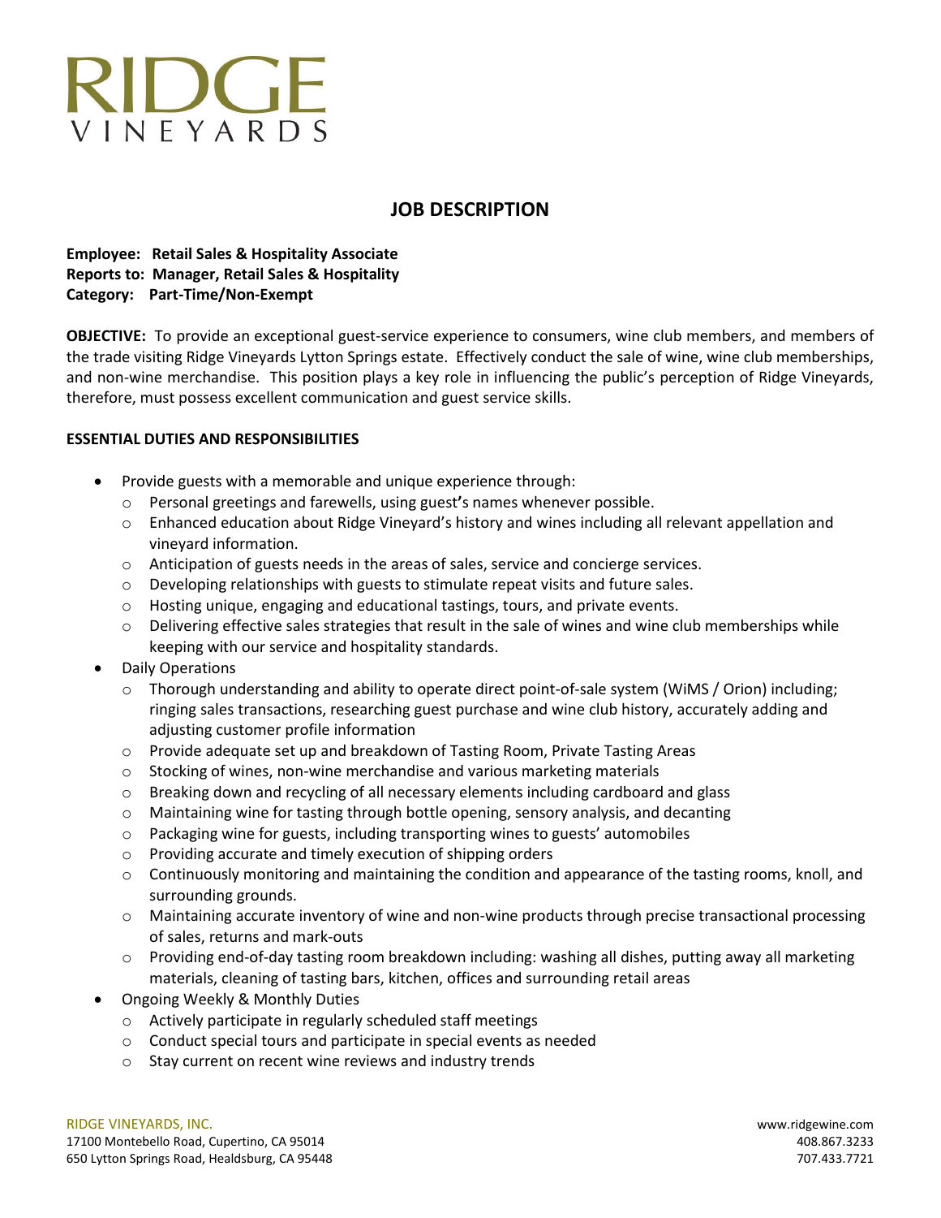# RIDGE VINEYARDS

## JOB DESCRIPTION

**Employee: Retail Sales & Hospitality Associate**
**Reports to: Manager, Retail Sales & Hospitality**
**Category: Part-Time/Non-Exempt**

**OBJECTIVE:** To provide an exceptional guest-service experience to consumers, wine club members, and members of the trade visiting Ridge Vineyards Lytton Springs estate. Effectively conduct the sale of wine, wine club memberships, and non-wine merchandise. This position plays a key role in influencing the public's perception of Ridge Vineyards, therefore, must possess excellent communication and guest service skills.

**ESSENTIAL DUTIES AND RESPONSIBILITIES**

- Provide guests with a memorable and unique experience through:
  - Personal greetings and farewells, using guest**'**s names whenever possible.
  - Enhanced education about Ridge Vineyard's history and wines including all relevant appellation and vineyard information.
  - Anticipation of guests needs in the areas of sales, service and concierge services.
  - Developing relationships with guests to stimulate repeat visits and future sales.
  - Hosting unique, engaging and educational tastings, tours, and private events.
  - Delivering effective sales strategies that result in the sale of wines and wine club memberships while keeping with our service and hospitality standards.
- Daily Operations
  - Thorough understanding and ability to operate direct point-of-sale system (WiMS / Orion) including; ringing sales transactions, researching guest purchase and wine club history, accurately adding and adjusting customer profile information
  - Provide adequate set up and breakdown of Tasting Room, Private Tasting Areas
  - Stocking of wines, non-wine merchandise and various marketing materials
  - Breaking down and recycling of all necessary elements including cardboard and glass
  - Maintaining wine for tasting through bottle opening, sensory analysis, and decanting
  - Packaging wine for guests, including transporting wines to guests' automobiles
  - Providing accurate and timely execution of shipping orders
  - Continuously monitoring and maintaining the condition and appearance of the tasting rooms, knoll, and surrounding grounds.
  - Maintaining accurate inventory of wine and non-wine products through precise transactional processing of sales, returns and mark-outs
  - Providing end-of-day tasting room breakdown including: washing all dishes, putting away all marketing materials, cleaning of tasting bars, kitchen, offices and surrounding retail areas
- Ongoing Weekly & Monthly Duties
  - Actively participate in regularly scheduled staff meetings
  - Conduct special tours and participate in special events as needed
  - Stay current on recent wine reviews and industry trends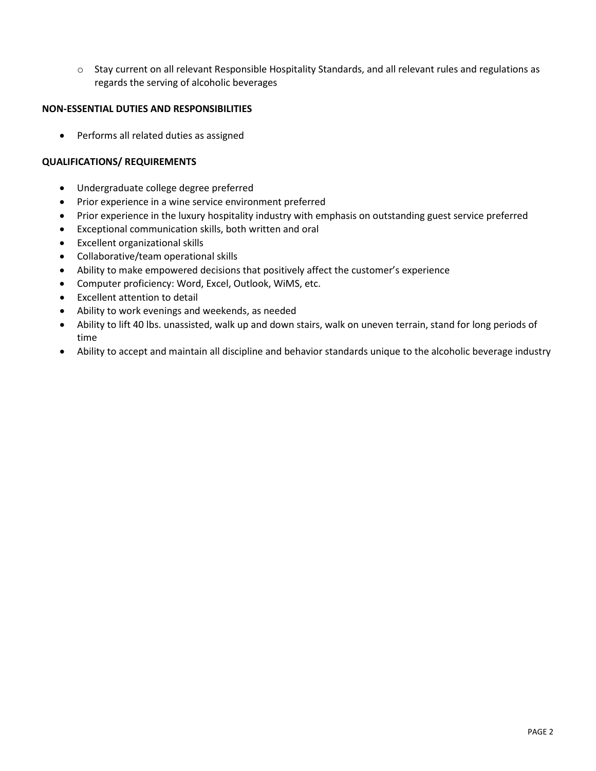- Stay current on all relevant Responsible Hospitality Standards, and all relevant rules and regulations as regards the serving of alcoholic beverages

**NON-ESSENTIAL DUTIES AND RESPONSIBILITIES**

- Performs all related duties as assigned

**QUALIFICATIONS/ REQUIREMENTS**

- Undergraduate college degree preferred
- Prior experience in a wine service environment preferred
- Prior experience in the luxury hospitality industry with emphasis on outstanding guest service preferred
- Exceptional communication skills, both written and oral
- Excellent organizational skills
- Collaborative/team operational skills
- Ability to make empowered decisions that positively affect the customer's experience
- Computer proficiency: Word, Excel, Outlook, WiMS, etc.
- Excellent attention to detail
- Ability to work evenings and weekends, as needed
- Ability to lift 40 lbs. unassisted, walk up and down stairs, walk on uneven terrain, stand for long periods of time
- Ability to accept and maintain all discipline and behavior standards unique to the alcoholic beverage industry